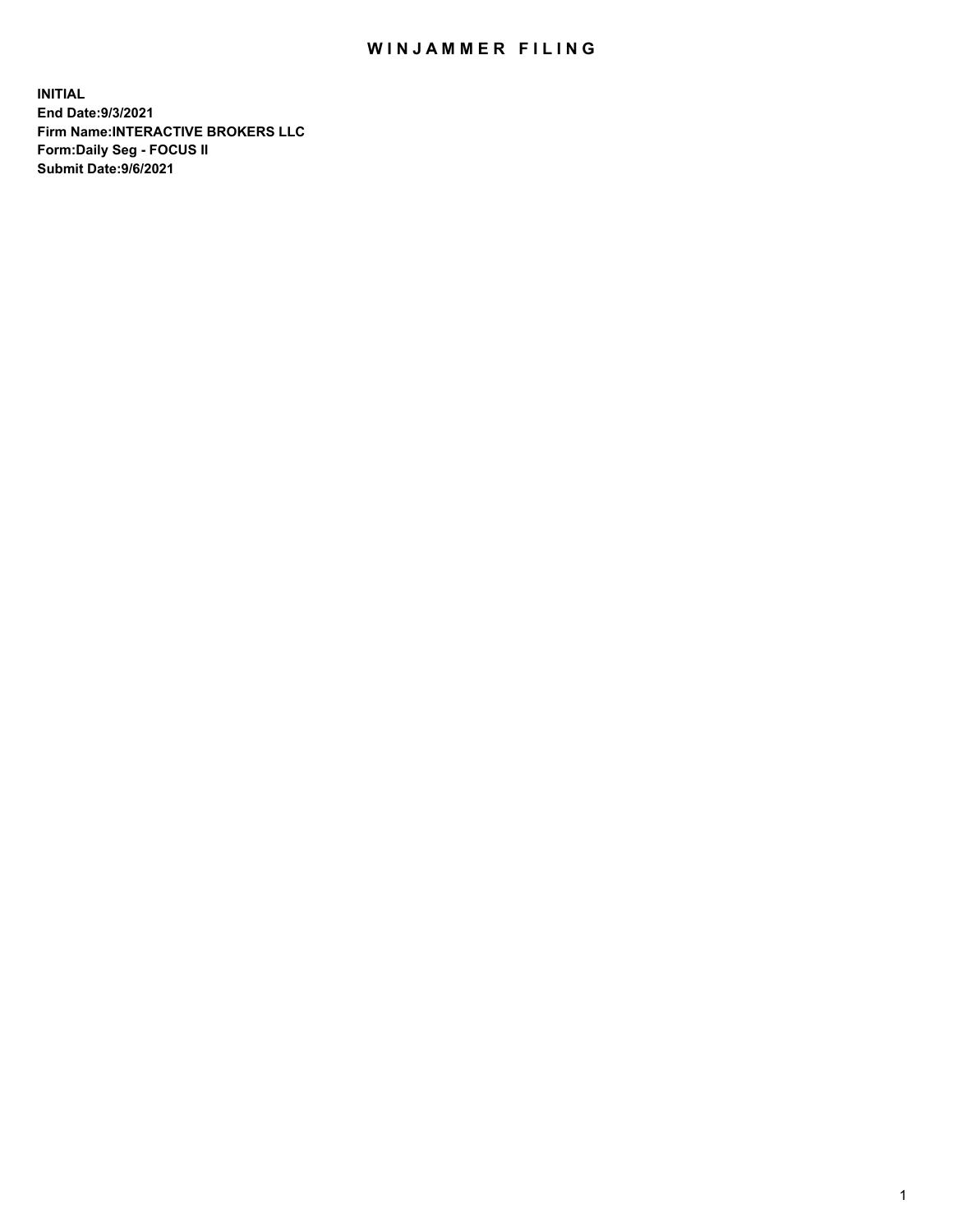# WINJAMMER FILING

**INITIAL**
**End Date:9/3/2021**
**Firm Name:INTERACTIVE BROKERS LLC**
**Form:Daily Seg - FOCUS II**
**Submit Date:9/6/2021**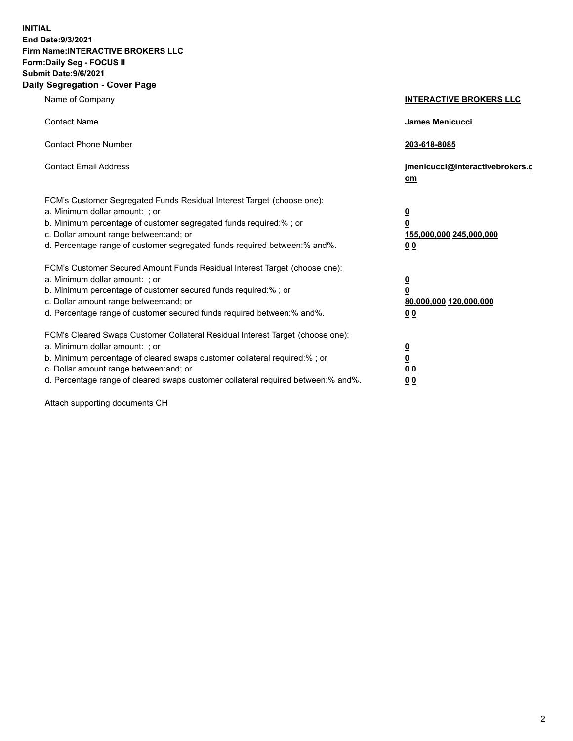**INITIAL**
**End Date:9/3/2021**
**Firm Name:INTERACTIVE BROKERS LLC**
**Form:Daily Seg - FOCUS II**
**Submit Date:9/6/2021**

## Daily Segregation - Cover Page

| | |
|---|---|
| Name of Company | **INTERACTIVE BROKERS LLC** |
| Contact Name | **James Menicucci** |
| Contact Phone Number | **203-618-8085** |
| Contact Email Address | **jmenicucci@interactivebrokers.com** |
| FCM's Customer Segregated Funds Residual Interest Target (choose one): | |
| a. Minimum dollar amount: ; or | **0** |
| b. Minimum percentage of customer segregated funds required:% ; or | **0** |
| c. Dollar amount range between:and; or | **155,000,000 245,000,000** |
| d. Percentage range of customer segregated funds required between:% and%. | **0 0** |
| FCM's Customer Secured Amount Funds Residual Interest Target (choose one): | |
| a. Minimum dollar amount: ; or | **0** |
| b. Minimum percentage of customer secured funds required:% ; or | **0** |
| c. Dollar amount range between:and; or | **80,000,000 120,000,000** |
| d. Percentage range of customer secured funds required between:% and%. | **0 0** |
| FCM's Cleared Swaps Customer Collateral Residual Interest Target (choose one): | |
| a. Minimum dollar amount: ; or | **0** |
| b. Minimum percentage of cleared swaps customer collateral required:% ; or | **0** |
| c. Dollar amount range between:and; or | **0 0** |
| d. Percentage range of cleared swaps customer collateral required between:% and%. | **0 0** |

Attach supporting documents CH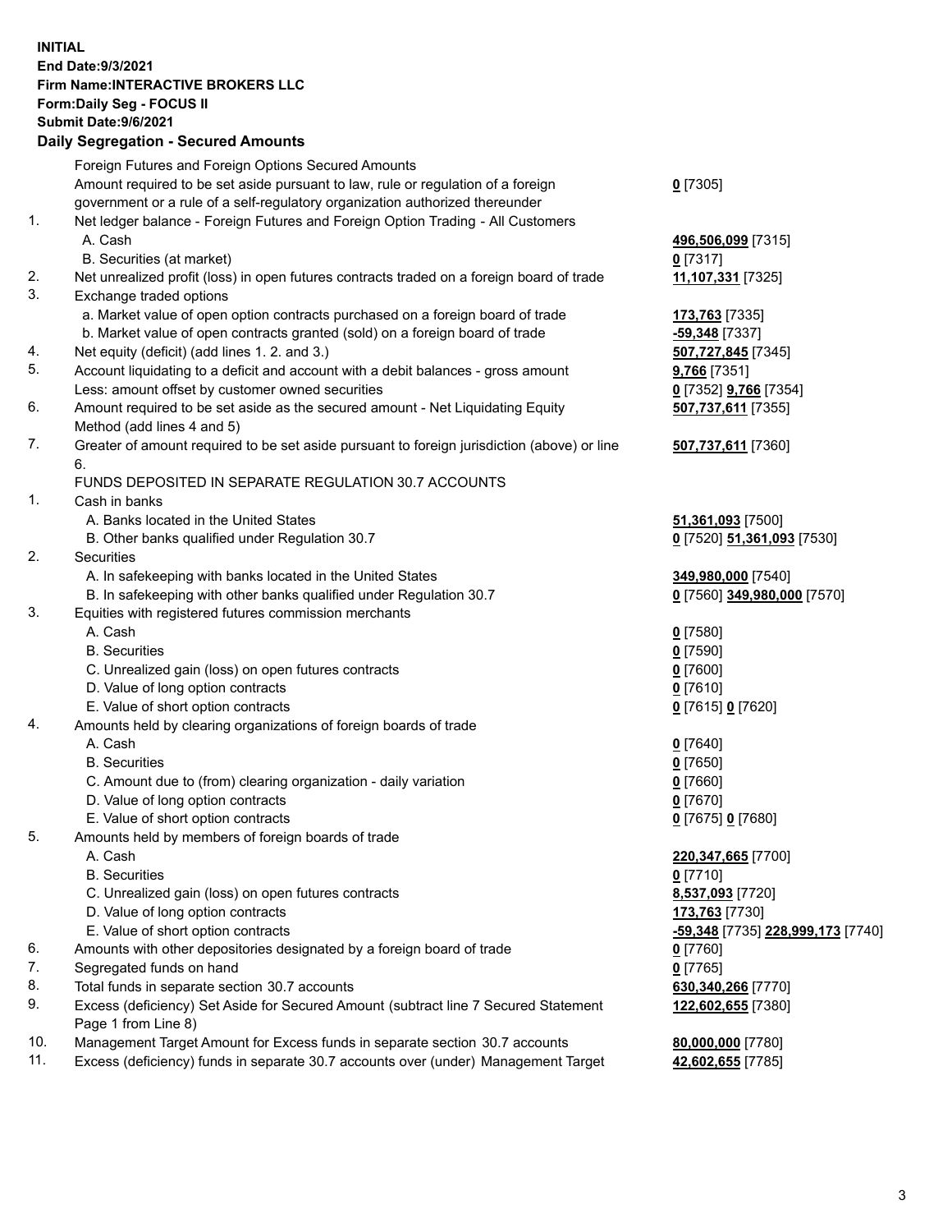**INITIAL**
**End Date:9/3/2021**
**Firm Name:INTERACTIVE BROKERS LLC**
**Form:Daily Seg - FOCUS II**
**Submit Date:9/6/2021**
**Daily Segregation - Secured Amounts**

| | | |
|---|---|---|
| | Foreign Futures and Foreign Options Secured Amounts | |
| | Amount required to be set aside pursuant to law, rule or regulation of a foreign government or a rule of a self-regulatory organization authorized thereunder | **0** [7305] |
| 1. | Net ledger balance - Foreign Futures and Foreign Option Trading - All Customers | |
| | A. Cash | **496,506,099** [7315] |
| | B. Securities (at market) | **0** [7317] |
| 2. | Net unrealized profit (loss) in open futures contracts traded on a foreign board of trade | **11,107,331** [7325] |
| 3. | Exchange traded options | |
| | a. Market value of open option contracts purchased on a foreign board of trade | **173,763** [7335] |
| | b. Market value of open contracts granted (sold) on a foreign board of trade | **-59,348** [7337] |
| 4. | Net equity (deficit) (add lines 1. 2. and 3.) | **507,727,845** [7345] |
| 5. | Account liquidating to a deficit and account with a debit balances - gross amount | **9,766** [7351] |
| | Less: amount offset by customer owned securities | **0** [7352] **9,766** [7354] |
| 6. | Amount required to be set aside as the secured amount - Net Liquidating Equity Method (add lines 4 and 5) | **507,737,611** [7355] |
| 7. | Greater of amount required to be set aside pursuant to foreign jurisdiction (above) or line 6. | **507,737,611** [7360] |
| | FUNDS DEPOSITED IN SEPARATE REGULATION 30.7 ACCOUNTS | |
| 1. | Cash in banks | |
| | A. Banks located in the United States | **51,361,093** [7500] |
| | B. Other banks qualified under Regulation 30.7 | **0** [7520] **51,361,093** [7530] |
| 2. | Securities | |
| | A. In safekeeping with banks located in the United States | **349,980,000** [7540] |
| | B. In safekeeping with other banks qualified under Regulation 30.7 | **0** [7560] **349,980,000** [7570] |
| 3. | Equities with registered futures commission merchants | |
| | A. Cash | **0** [7580] |
| | B. Securities | **0** [7590] |
| | C. Unrealized gain (loss) on open futures contracts | **0** [7600] |
| | D. Value of long option contracts | **0** [7610] |
| | E. Value of short option contracts | **0** [7615] **0** [7620] |
| 4. | Amounts held by clearing organizations of foreign boards of trade | |
| | A. Cash | **0** [7640] |
| | B. Securities | **0** [7650] |
| | C. Amount due to (from) clearing organization - daily variation | **0** [7660] |
| | D. Value of long option contracts | **0** [7670] |
| | E. Value of short option contracts | **0** [7675] **0** [7680] |
| 5. | Amounts held by members of foreign boards of trade | |
| | A. Cash | **220,347,665** [7700] |
| | B. Securities | **0** [7710] |
| | C. Unrealized gain (loss) on open futures contracts | **8,537,093** [7720] |
| | D. Value of long option contracts | **173,763** [7730] |
| | E. Value of short option contracts | **-59,348** [7735] **228,999,173** [7740] |
| 6. | Amounts with other depositories designated by a foreign board of trade | **0** [7760] |
| 7. | Segregated funds on hand | **0** [7765] |
| 8. | Total funds in separate section 30.7 accounts | **630,340,266** [7770] |
| 9. | Excess (deficiency) Set Aside for Secured Amount (subtract line 7 Secured Statement Page 1 from Line 8) | **122,602,655** [7380] |
| 10. | Management Target Amount for Excess funds in separate section 30.7 accounts | **80,000,000** [7780] |
| 11. | Excess (deficiency) funds in separate 30.7 accounts over (under) Management Target | **42,602,655** [7785] |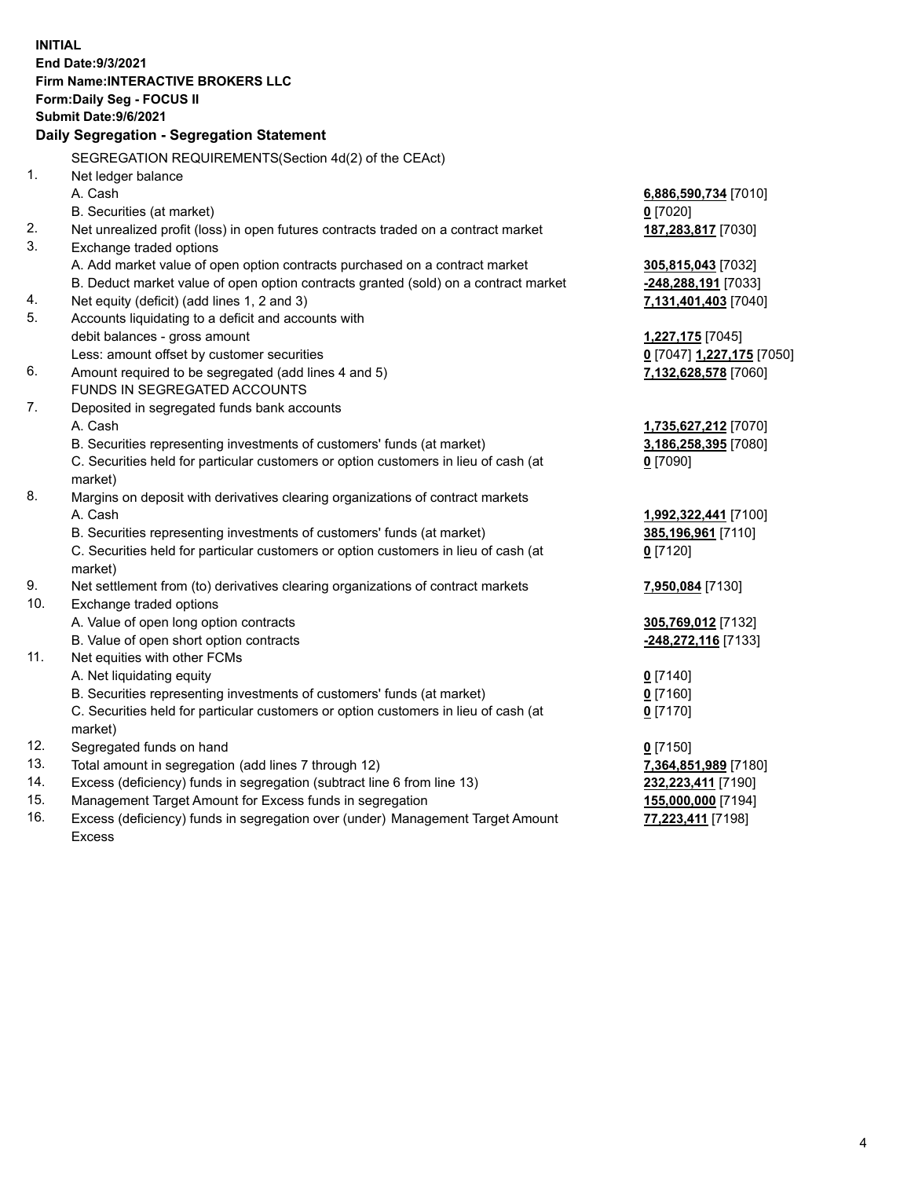**INITIAL**
**End Date:9/3/2021**
**Firm Name:INTERACTIVE BROKERS LLC**
**Form:Daily Seg - FOCUS II**
**Submit Date:9/6/2021**

## Daily Segregation - Segregation Statement

| | | |
|---|---|---|
| | SEGREGATION REQUIREMENTS(Section 4d(2) of the CEAct) | |
| 1. | Net ledger balance | |
| | A. Cash | **6,886,590,734** [7010] |
| | B. Securities (at market) | **0** [7020] |
| 2. | Net unrealized profit (loss) in open futures contracts traded on a contract market | **187,283,817** [7030] |
| 3. | Exchange traded options | |
| | A. Add market value of open option contracts purchased on a contract market | **305,815,043** [7032] |
| | B. Deduct market value of open option contracts granted (sold) on a contract market | **-248,288,191** [7033] |
| 4. | Net equity (deficit) (add lines 1, 2 and 3) | **7,131,401,403** [7040] |
| 5. | Accounts liquidating to a deficit and accounts with | |
| | debit balances - gross amount | **1,227,175** [7045] |
| | Less: amount offset by customer securities | **0** [7047] **1,227,175** [7050] |
| 6. | Amount required to be segregated (add lines 4 and 5) | **7,132,628,578** [7060] |
| | FUNDS IN SEGREGATED ACCOUNTS | |
| 7. | Deposited in segregated funds bank accounts | |
| | A. Cash | **1,735,627,212** [7070] |
| | B. Securities representing investments of customers' funds (at market) | **3,186,258,395** [7080] |
| | C. Securities held for particular customers or option customers in lieu of cash (at market) | **0** [7090] |
| 8. | Margins on deposit with derivatives clearing organizations of contract markets | |
| | A. Cash | **1,992,322,441** [7100] |
| | B. Securities representing investments of customers' funds (at market) | **385,196,961** [7110] |
| | C. Securities held for particular customers or option customers in lieu of cash (at market) | **0** [7120] |
| 9. | Net settlement from (to) derivatives clearing organizations of contract markets | **7,950,084** [7130] |
| 10. | Exchange traded options | |
| | A. Value of open long option contracts | **305,769,012** [7132] |
| | B. Value of open short option contracts | **-248,272,116** [7133] |
| 11. | Net equities with other FCMs | |
| | A. Net liquidating equity | **0** [7140] |
| | B. Securities representing investments of customers' funds (at market) | **0** [7160] |
| | C. Securities held for particular customers or option customers in lieu of cash (at market) | **0** [7170] |
| 12. | Segregated funds on hand | **0** [7150] |
| 13. | Total amount in segregation (add lines 7 through 12) | **7,364,851,989** [7180] |
| 14. | Excess (deficiency) funds in segregation (subtract line 6 from line 13) | **232,223,411** [7190] |
| 15. | Management Target Amount for Excess funds in segregation | **155,000,000** [7194] |
| 16. | Excess (deficiency) funds in segregation over (under) Management Target Amount Excess | **77,223,411** [7198] |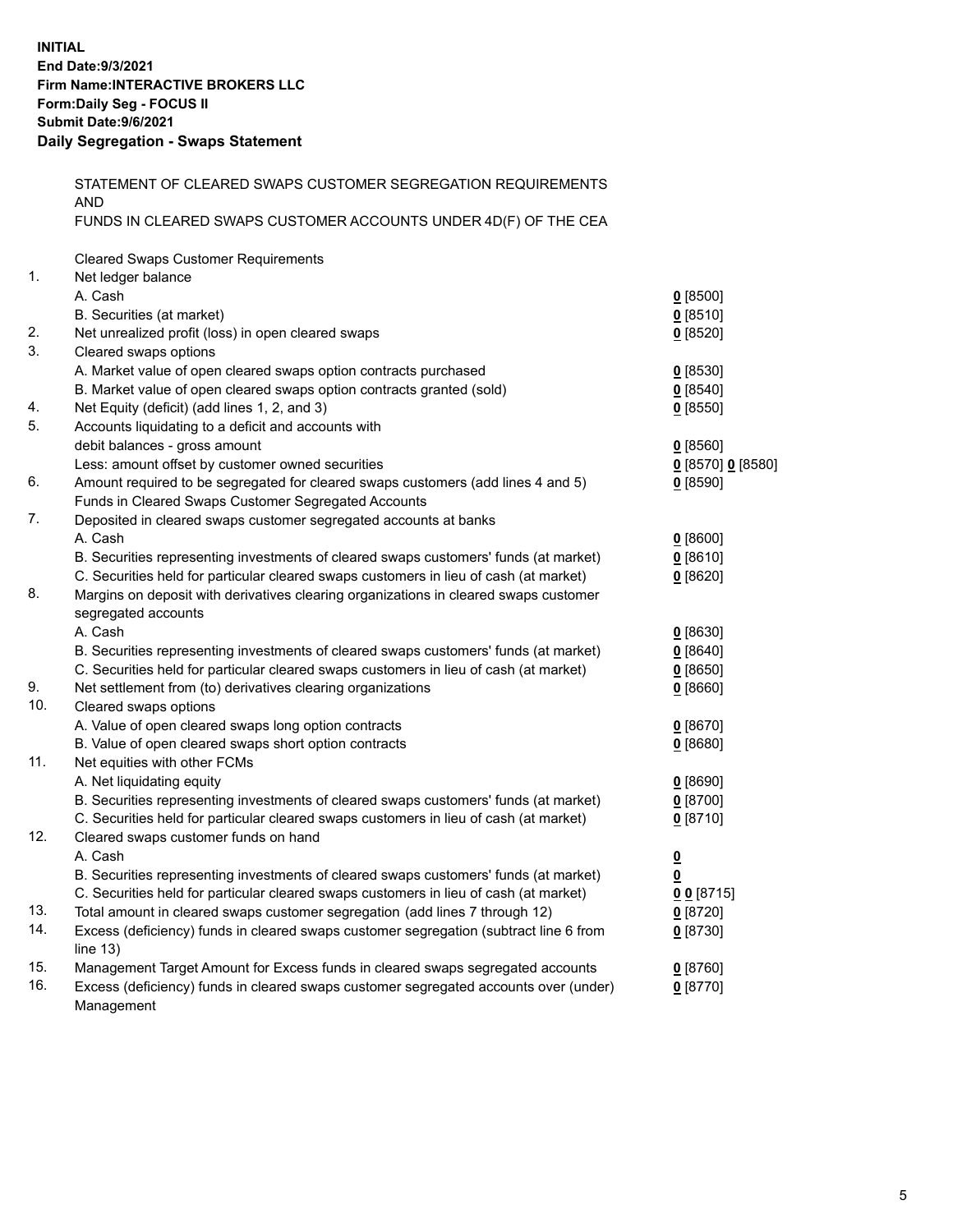**INITIAL**
**End Date:9/3/2021**
**Firm Name:INTERACTIVE BROKERS LLC**
**Form:Daily Seg - FOCUS II**
**Submit Date:9/6/2021**
**Daily Segregation - Swaps Statement**

STATEMENT OF CLEARED SWAPS CUSTOMER SEGREGATION REQUIREMENTS AND FUNDS IN CLEARED SWAPS CUSTOMER ACCOUNTS UNDER 4D(F) OF THE CEA

| | | |
|---|---|---|
| | Cleared Swaps Customer Requirements | |
| 1. | Net ledger balance | |
| | A. Cash | 0 [8500] |
| | B. Securities (at market) | 0 [8510] |
| 2. | Net unrealized profit (loss) in open cleared swaps | 0 [8520] |
| 3. | Cleared swaps options | |
| | A. Market value of open cleared swaps option contracts purchased | 0 [8530] |
| | B. Market value of open cleared swaps option contracts granted (sold) | 0 [8540] |
| 4. | Net Equity (deficit) (add lines 1, 2, and 3) | 0 [8550] |
| 5. | Accounts liquidating to a deficit and accounts with debit balances - gross amount | 0 [8560] |
| | Less: amount offset by customer owned securities | 0 [8570] 0 [8580] |
| 6. | Amount required to be segregated for cleared swaps customers (add lines 4 and 5) | 0 [8590] |
| | Funds in Cleared Swaps Customer Segregated Accounts | |
| 7. | Deposited in cleared swaps customer segregated accounts at banks | |
| | A. Cash | 0 [8600] |
| | B. Securities representing investments of cleared swaps customers' funds (at market) | 0 [8610] |
| | C. Securities held for particular cleared swaps customers in lieu of cash (at market) | 0 [8620] |
| 8. | Margins on deposit with derivatives clearing organizations in cleared swaps customer segregated accounts | |
| | A. Cash | 0 [8630] |
| | B. Securities representing investments of cleared swaps customers' funds (at market) | 0 [8640] |
| | C. Securities held for particular cleared swaps customers in lieu of cash (at market) | 0 [8650] |
| 9. | Net settlement from (to) derivatives clearing organizations | 0 [8660] |
| 10. | Cleared swaps options | |
| | A. Value of open cleared swaps long option contracts | 0 [8670] |
| | B. Value of open cleared swaps short option contracts | 0 [8680] |
| 11. | Net equities with other FCMs | |
| | A. Net liquidating equity | 0 [8690] |
| | B. Securities representing investments of cleared swaps customers' funds (at market) | 0 [8700] |
| | C. Securities held for particular cleared swaps customers in lieu of cash (at market) | 0 [8710] |
| 12. | Cleared swaps customer funds on hand | |
| | A. Cash | 0 |
| | B. Securities representing investments of cleared swaps customers' funds (at market) | 0 |
| | C. Securities held for particular cleared swaps customers in lieu of cash (at market) | 0 0 [8715] |
| 13. | Total amount in cleared swaps customer segregation (add lines 7 through 12) | 0 [8720] |
| 14. | Excess (deficiency) funds in cleared swaps customer segregation (subtract line 6 from line 13) | 0 [8730] |
| 15. | Management Target Amount for Excess funds in cleared swaps segregated accounts | 0 [8760] |
| 16. | Excess (deficiency) funds in cleared swaps customer segregated accounts over (under) Management | 0 [8770] |